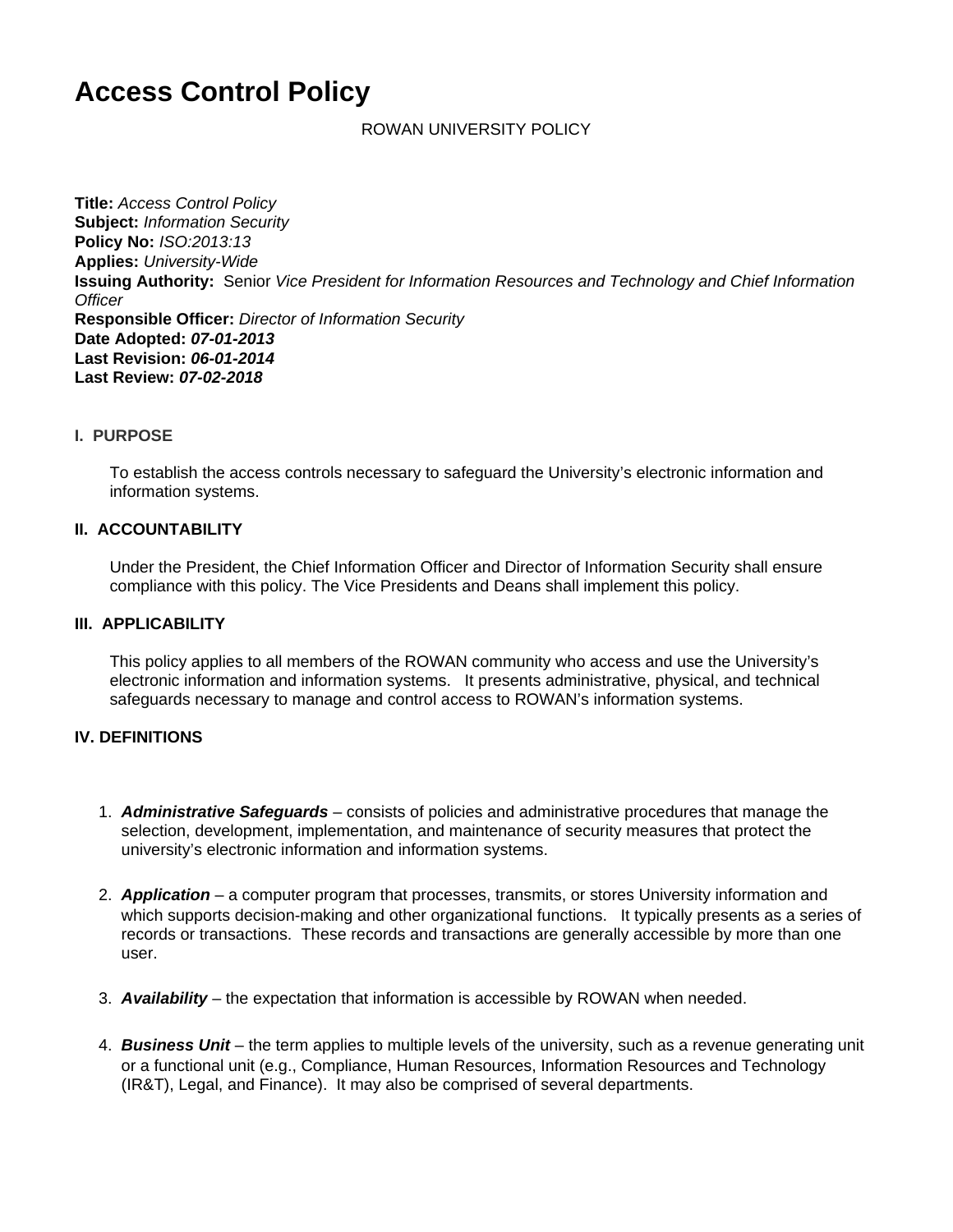# Access Control Policy

ROWAN UNIVERSITY POLICY

**Title:** *Access Control Policy*
**Subject:** *Information Security*
**Policy No:** *ISO:2013:13*
**Applies:** *University-Wide*
**Issuing Authority:** Senior *Vice President for Information Resources and Technology and Chief Information Officer*
**Responsible Officer:** *Director of Information Security*
**Date Adopted:** ***07-01-2013***
**Last Revision:** ***06-01-2014***
**Last Review:** ***07-02-2018***

## I. PURPOSE

To establish the access controls necessary to safeguard the University's electronic information and information systems.

## II. ACCOUNTABILITY

Under the President, the Chief Information Officer and Director of Information Security shall ensure compliance with this policy. The Vice Presidents and Deans shall implement this policy.

## III. APPLICABILITY

This policy applies to all members of the ROWAN community who access and use the University's electronic information and information systems. It presents administrative, physical, and technical safeguards necessary to manage and control access to ROWAN's information systems.

## IV. DEFINITIONS

1. ***Administrative Safeguards*** – consists of policies and administrative procedures that manage the selection, development, implementation, and maintenance of security measures that protect the university's electronic information and information systems.

2. ***Application*** – a computer program that processes, transmits, or stores University information and which supports decision-making and other organizational functions. It typically presents as a series of records or transactions. These records and transactions are generally accessible by more than one user.

3. ***Availability*** – the expectation that information is accessible by ROWAN when needed.

4. ***Business Unit*** – the term applies to multiple levels of the university, such as a revenue generating unit or a functional unit (e.g., Compliance, Human Resources, Information Resources and Technology (IR&T), Legal, and Finance). It may also be comprised of several departments.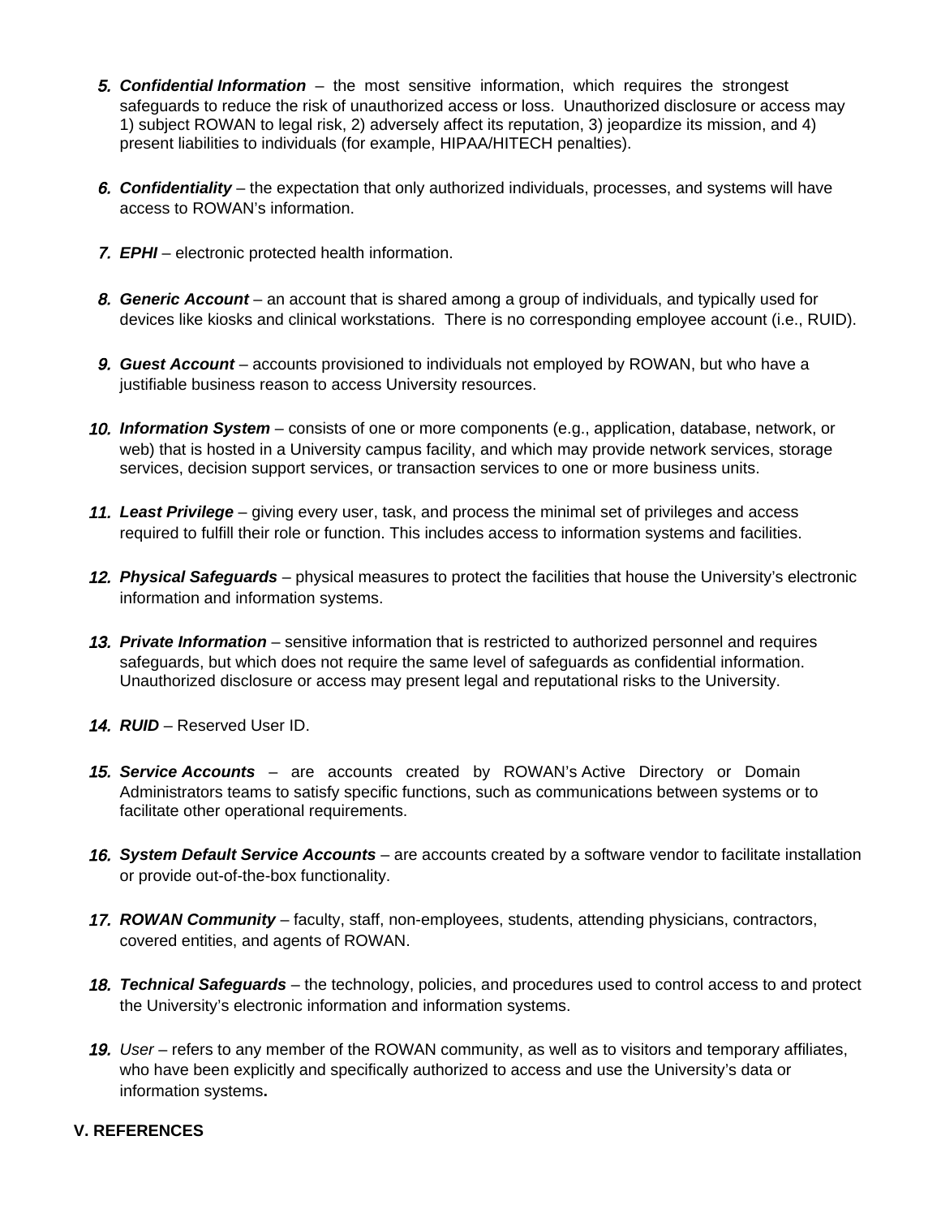5. ***Confidential Information*** – the most sensitive information, which requires the strongest safeguards to reduce the risk of unauthorized access or loss. Unauthorized disclosure or access may 1) subject ROWAN to legal risk, 2) adversely affect its reputation, 3) jeopardize its mission, and 4) present liabilities to individuals (for example, HIPAA/HITECH penalties).

6. ***Confidentiality*** – the expectation that only authorized individuals, processes, and systems will have access to ROWAN's information.

7. ***EPHI*** – electronic protected health information.

8. ***Generic Account*** – an account that is shared among a group of individuals, and typically used for devices like kiosks and clinical workstations. There is no corresponding employee account (i.e., RUID).

9. ***Guest Account*** – accounts provisioned to individuals not employed by ROWAN, but who have a justifiable business reason to access University resources.

10. ***Information System*** – consists of one or more components (e.g., application, database, network, or web) that is hosted in a University campus facility, and which may provide network services, storage services, decision support services, or transaction services to one or more business units.

11. ***Least Privilege*** – giving every user, task, and process the minimal set of privileges and access required to fulfill their role or function. This includes access to information systems and facilities.

12. ***Physical Safeguards*** – physical measures to protect the facilities that house the University's electronic information and information systems.

13. ***Private Information*** – sensitive information that is restricted to authorized personnel and requires safeguards, but which does not require the same level of safeguards as confidential information. Unauthorized disclosure or access may present legal and reputational risks to the University.

14. ***RUID*** – Reserved User ID.

15. ***Service Accounts*** – are accounts created by ROWAN's Active Directory or Domain Administrators teams to satisfy specific functions, such as communications between systems or to facilitate other operational requirements.

16. ***System Default Service Accounts*** – are accounts created by a software vendor to facilitate installation or provide out-of-the-box functionality.

17. ***ROWAN Community*** – faculty, staff, non-employees, students, attending physicians, contractors, covered entities, and agents of ROWAN.

18. ***Technical Safeguards*** – the technology, policies, and procedures used to control access to and protect the University's electronic information and information systems.

19. *User* – refers to any member of the ROWAN community, as well as to visitors and temporary affiliates, who have been explicitly and specifically authorized to access and use the University's data or information systems**.**

## V. REFERENCES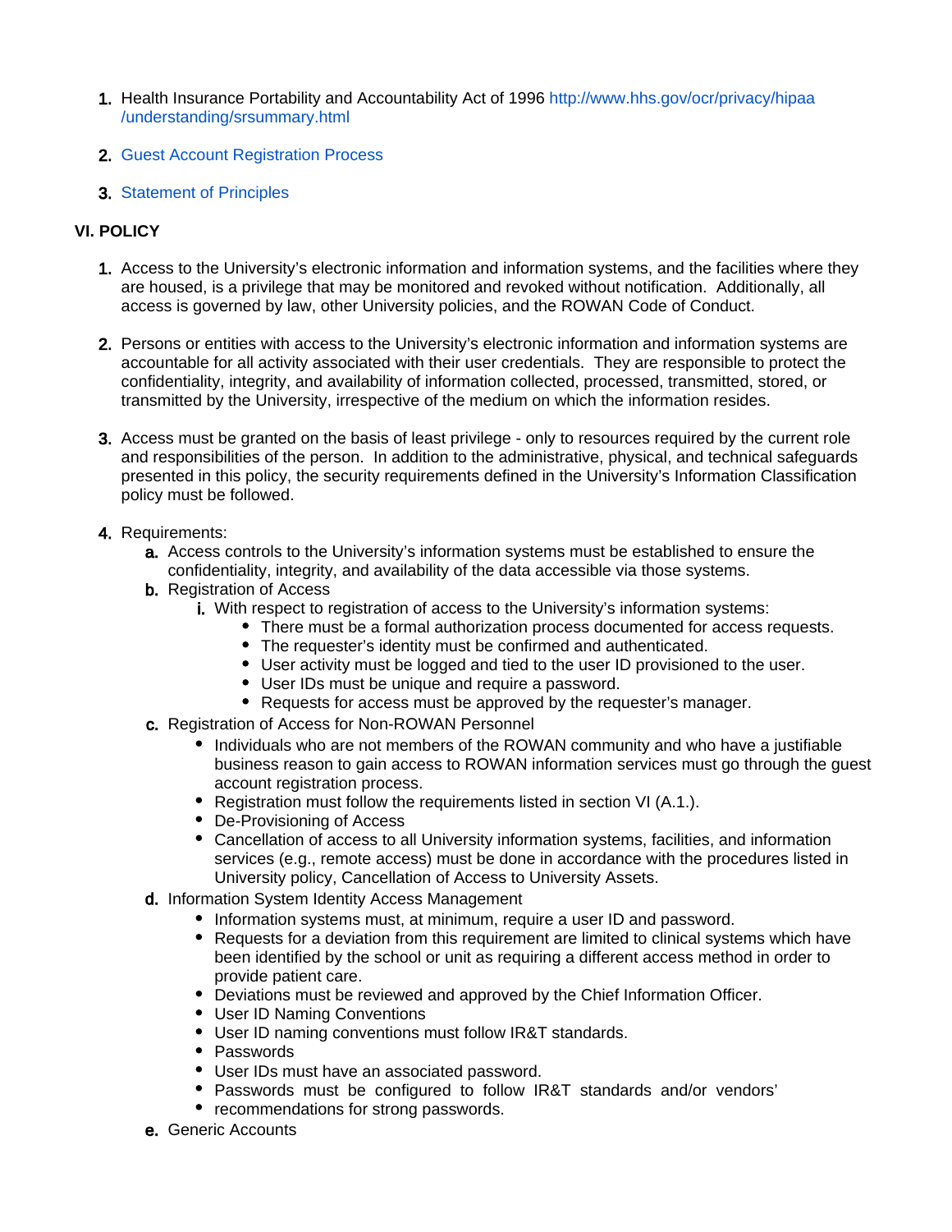1. Health Insurance Portability and Accountability Act of 1996 http://www.hhs.gov/ocr/privacy/hipaa/understanding/srsummary.html

2. Guest Account Registration Process

3. Statement of Principles

**VI. POLICY**

1. Access to the University's electronic information and information systems, and the facilities where they are housed, is a privilege that may be monitored and revoked without notification. Additionally, all access is governed by law, other University policies, and the ROWAN Code of Conduct.

2. Persons or entities with access to the University's electronic information and information systems are accountable for all activity associated with their user credentials. They are responsible to protect the confidentiality, integrity, and availability of information collected, processed, transmitted, stored, or transmitted by the University, irrespective of the medium on which the information resides.

3. Access must be granted on the basis of least privilege - only to resources required by the current role and responsibilities of the person. In addition to the administrative, physical, and technical safeguards presented in this policy, the security requirements defined in the University's Information Classification policy must be followed.

4. Requirements:
    a. Access controls to the University's information systems must be established to ensure the confidentiality, integrity, and availability of the data accessible via those systems.
    b. Registration of Access
        i. With respect to registration of access to the University's information systems:
            - There must be a formal authorization process documented for access requests.
            - The requester's identity must be confirmed and authenticated.
            - User activity must be logged and tied to the user ID provisioned to the user.
            - User IDs must be unique and require a password.
            - Requests for access must be approved by the requester's manager.
    c. Registration of Access for Non-ROWAN Personnel
        - Individuals who are not members of the ROWAN community and who have a justifiable business reason to gain access to ROWAN information services must go through the guest account registration process.
        - Registration must follow the requirements listed in section VI (A.1.).
        - De-Provisioning of Access
        - Cancellation of access to all University information systems, facilities, and information services (e.g., remote access) must be done in accordance with the procedures listed in University policy, Cancellation of Access to University Assets.
    d. Information System Identity Access Management
        - Information systems must, at minimum, require a user ID and password.
        - Requests for a deviation from this requirement are limited to clinical systems which have been identified by the school or unit as requiring a different access method in order to provide patient care.
        - Deviations must be reviewed and approved by the Chief Information Officer.
        - User ID Naming Conventions
        - User ID naming conventions must follow IR&T standards.
        - Passwords
        - User IDs must have an associated password.
        - Passwords must be configured to follow IR&T standards and/or vendors'
        - recommendations for strong passwords.
    e. Generic Accounts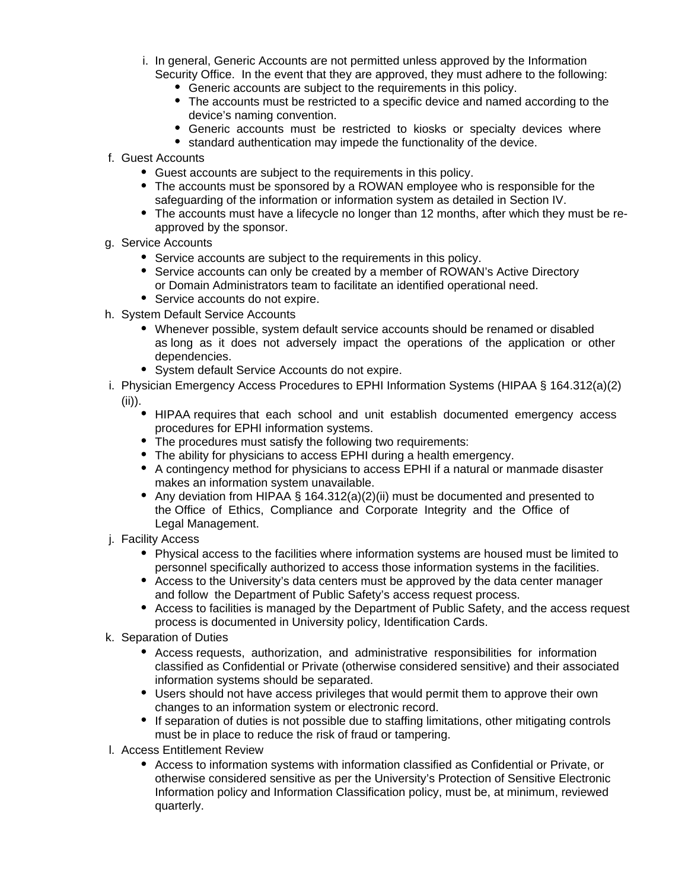i. In general, Generic Accounts are not permitted unless approved by the Information Security Office. In the event that they are approved, they must adhere to the following:
   - Generic accounts are subject to the requirements in this policy.
   - The accounts must be restricted to a specific device and named according to the device's naming convention.
   - Generic accounts must be restricted to kiosks or specialty devices where
   - standard authentication may impede the functionality of the device.

f. Guest Accounts
   - Guest accounts are subject to the requirements in this policy.
   - The accounts must be sponsored by a ROWAN employee who is responsible for the safeguarding of the information or information system as detailed in Section IV.
   - The accounts must have a lifecycle no longer than 12 months, after which they must be re-approved by the sponsor.

g. Service Accounts
   - Service accounts are subject to the requirements in this policy.
   - Service accounts can only be created by a member of ROWAN's Active Directory or Domain Administrators team to facilitate an identified operational need.
   - Service accounts do not expire.

h. System Default Service Accounts
   - Whenever possible, system default service accounts should be renamed or disabled as long as it does not adversely impact the operations of the application or other dependencies.
   - System default Service Accounts do not expire.

i. Physician Emergency Access Procedures to EPHI Information Systems (HIPAA § 164.312(a)(2)(ii)).
   - HIPAA requires that each school and unit establish documented emergency access procedures for EPHI information systems.
   - The procedures must satisfy the following two requirements:
   - The ability for physicians to access EPHI during a health emergency.
   - A contingency method for physicians to access EPHI if a natural or manmade disaster makes an information system unavailable.
   - Any deviation from HIPAA § 164.312(a)(2)(ii) must be documented and presented to the Office of Ethics, Compliance and Corporate Integrity and the Office of Legal Management.

j. Facility Access
   - Physical access to the facilities where information systems are housed must be limited to personnel specifically authorized to access those information systems in the facilities.
   - Access to the University's data centers must be approved by the data center manager and follow the Department of Public Safety's access request process.
   - Access to facilities is managed by the Department of Public Safety, and the access request process is documented in University policy, Identification Cards.

k. Separation of Duties
   - Access requests, authorization, and administrative responsibilities for information classified as Confidential or Private (otherwise considered sensitive) and their associated information systems should be separated.
   - Users should not have access privileges that would permit them to approve their own changes to an information system or electronic record.
   - If separation of duties is not possible due to staffing limitations, other mitigating controls must be in place to reduce the risk of fraud or tampering.

l. Access Entitlement Review
   - Access to information systems with information classified as Confidential or Private, or otherwise considered sensitive as per the University's Protection of Sensitive Electronic Information policy and Information Classification policy, must be, at minimum, reviewed quarterly.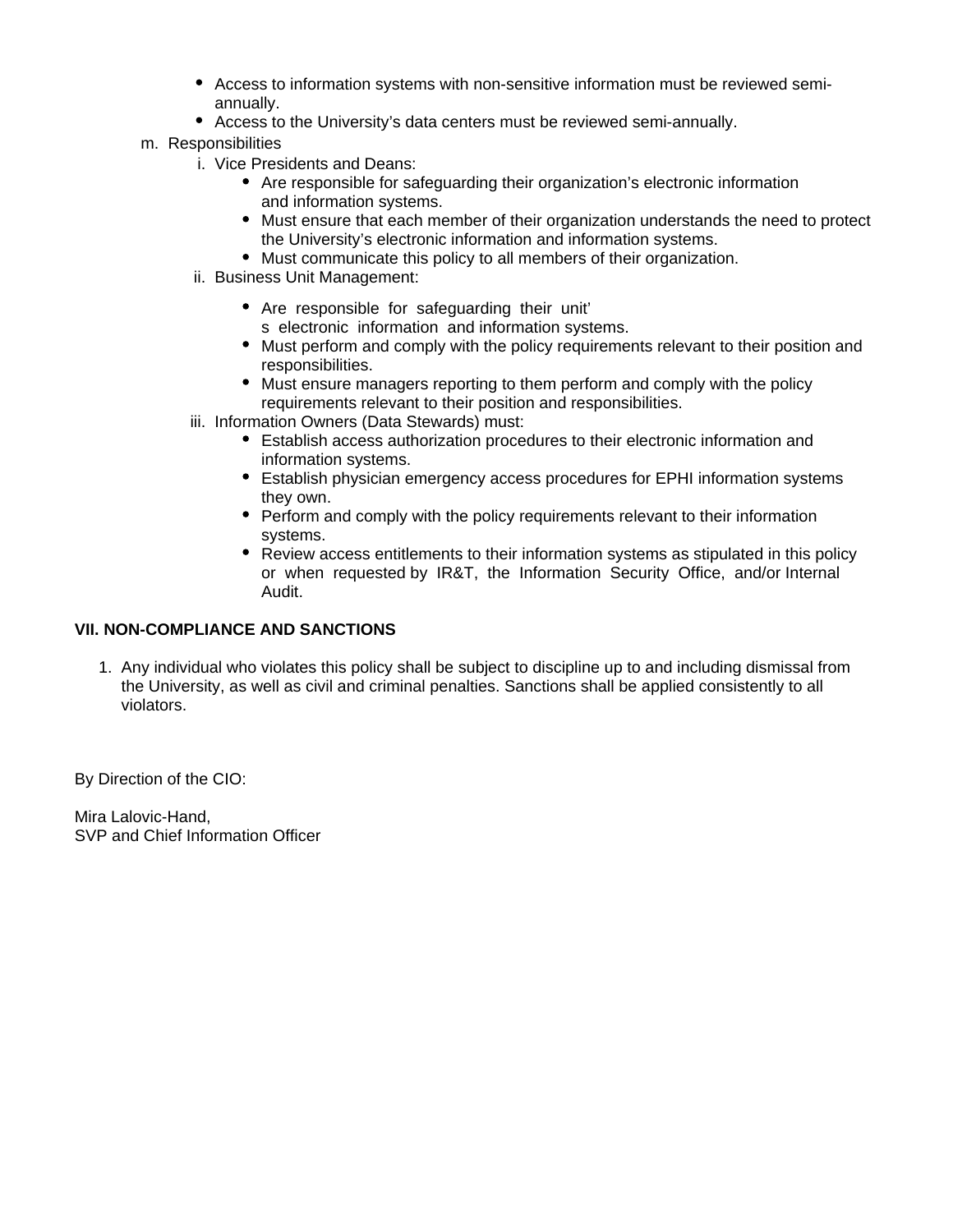- Access to information systems with non-sensitive information must be reviewed semi-annually.
- Access to the University's data centers must be reviewed semi-annually.

m. Responsibilities

   i. Vice Presidents and Deans:
      - Are responsible for safeguarding their organization's electronic information and information systems.
      - Must ensure that each member of their organization understands the need to protect the University's electronic information and information systems.
      - Must communicate this policy to all members of their organization.

   ii. Business Unit Management:
      - Are responsible for safeguarding their unit's electronic information and information systems.
      - Must perform and comply with the policy requirements relevant to their position and responsibilities.
      - Must ensure managers reporting to them perform and comply with the policy requirements relevant to their position and responsibilities.

   iii. Information Owners (Data Stewards) must:
      - Establish access authorization procedures to their electronic information and information systems.
      - Establish physician emergency access procedures for EPHI information systems they own.
      - Perform and comply with the policy requirements relevant to their information systems.
      - Review access entitlements to their information systems as stipulated in this policy or when requested by IR&T, the Information Security Office, and/or Internal Audit.

## VII. NON-COMPLIANCE AND SANCTIONS

1. Any individual who violates this policy shall be subject to discipline up to and including dismissal from the University, as well as civil and criminal penalties. Sanctions shall be applied consistently to all violators.

By Direction of the CIO:

Mira Lalovic-Hand,
SVP and Chief Information Officer